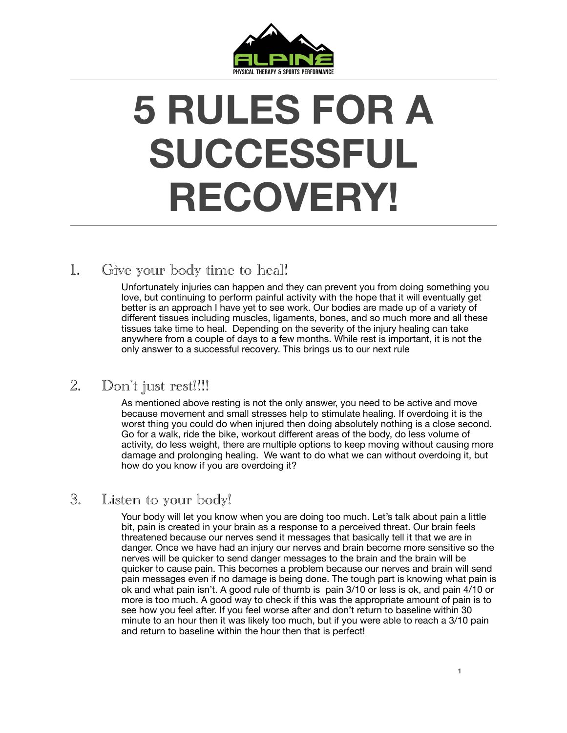ALPINE

PHYSICAL THERAPY & SPORTS PERFORMANCE

# 5 RULES FOR A SUCCESSFUL RECOVERY!

## 1. Give your body time to heal!

Unfortunately injuries can happen and they can prevent you from doing something you love, but continuing to perform painful activity with the hope that it will eventually get better is an approach I have yet to see work. Our bodies are made up of a variety of different tissues including muscles, ligaments, bones, and so much more and all these tissues take time to heal. Depending on the severity of the injury healing can take anywhere from a couple of days to a few months. While rest is important, it is not the only answer to a successful recovery. This brings us to our next rule

## 2. Don't just rest!!!!

As mentioned above resting is not the only answer, you need to be active and move because movement and small stresses help to stimulate healing. If overdoing it is the worst thing you could do when injured then doing absolutely nothing is a close second. Go for a walk, ride the bike, workout different areas of the body, do less volume of activity, do less weight, there are multiple options to keep moving without causing more damage and prolonging healing. We want to do what we can without overdoing it, but how do you know if you are overdoing it?

## 3. Listen to your body!

Your body will let you know when you are doing too much. Let's talk about pain a little bit, pain is created in your brain as a response to a perceived threat. Our brain feels threatened because our nerves send it messages that basically tell it that we are in danger. Once we have had an injury our nerves and brain become more sensitive so the nerves will be quicker to send danger messages to the brain and the brain will be quicker to cause pain. This becomes a problem because our nerves and brain will send pain messages even if no damage is being done. The tough part is knowing what pain is ok and what pain isn't. A good rule of thumb is pain 3/10 or less is ok, and pain 4/10 or more is too much. A good way to check if this was the appropriate amount of pain is to see how you feel after. If you feel worse after and don't return to baseline within 30 minute to an hour then it was likely too much, but if you were able to reach a 3/10 pain and return to baseline within the hour then that is perfect!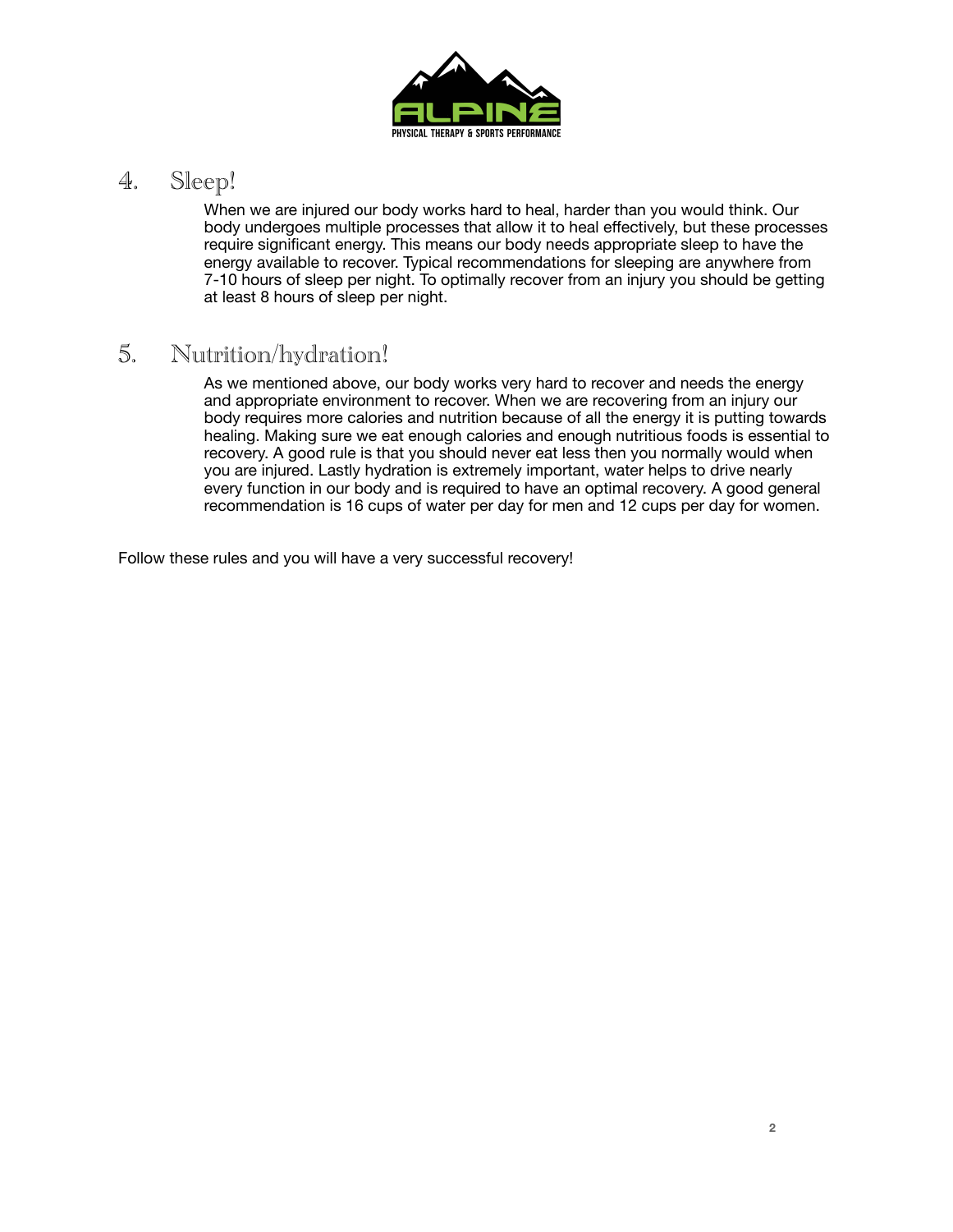## 4. Sleep!

When we are injured our body works hard to heal, harder than you would think. Our body undergoes multiple processes that allow it to heal effectively, but these processes require significant energy. This means our body needs appropriate sleep to have the energy available to recover. Typical recommendations for sleeping are anywhere from 7-10 hours of sleep per night. To optimally recover from an injury you should be getting at least 8 hours of sleep per night.

## 5. Nutrition/hydration!

As we mentioned above, our body works very hard to recover and needs the energy and appropriate environment to recover. When we are recovering from an injury our body requires more calories and nutrition because of all the energy it is putting towards healing. Making sure we eat enough calories and enough nutritious foods is essential to recovery. A good rule is that you should never eat less then you normally would when you are injured. Lastly hydration is extremely important, water helps to drive nearly every function in our body and is required to have an optimal recovery. A good general recommendation is 16 cups of water per day for men and 12 cups per day for women.

Follow these rules and you will have a very successful recovery!